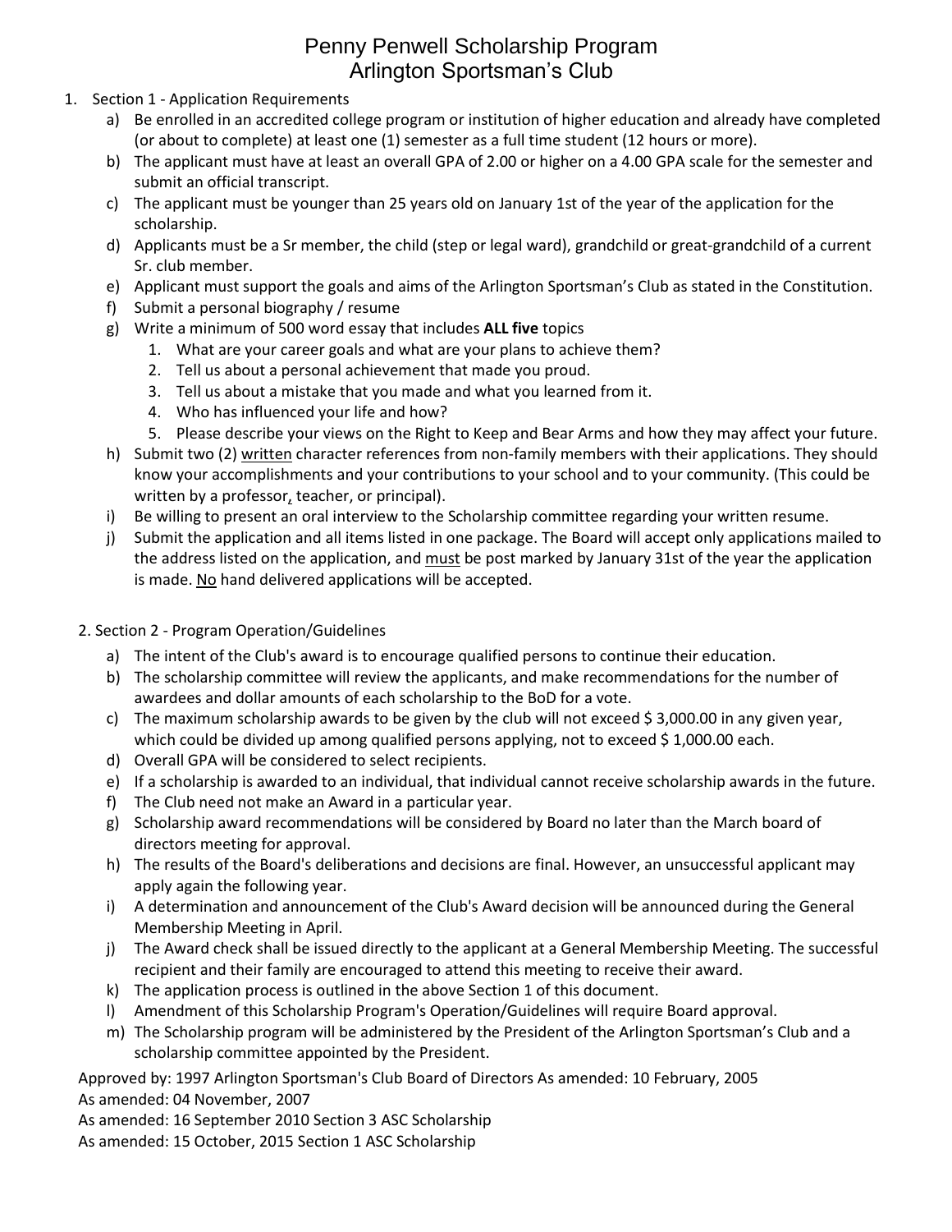# Penny Penwell Scholarship Program
# Arlington Sportsman's Club

1. Section 1 - Application Requirements
   a) Be enrolled in an accredited college program or institution of higher education and already have completed (or about to complete) at least one (1) semester as a full time student (12 hours or more).
   b) The applicant must have at least an overall GPA of 2.00 or higher on a 4.00 GPA scale for the semester and submit an official transcript.
   c) The applicant must be younger than 25 years old on January 1st of the year of the application for the scholarship.
   d) Applicants must be a Sr member, the child (step or legal ward), grandchild or great-grandchild of a current Sr. club member.
   e) Applicant must support the goals and aims of the Arlington Sportsman's Club as stated in the Constitution.
   f) Submit a personal biography / resume
   g) Write a minimum of 500 word essay that includes **ALL five** topics
      1. What are your career goals and what are your plans to achieve them?
      2. Tell us about a personal achievement that made you proud.
      3. Tell us about a mistake that you made and what you learned from it.
      4. Who has influenced your life and how?
      5. Please describe your views on the Right to Keep and Bear Arms and how they may affect your future.
   h) Submit two (2) written character references from non-family members with their applications. They should know your accomplishments and your contributions to your school and to your community. (This could be written by a professor, teacher, or principal).
   i) Be willing to present an oral interview to the Scholarship committee regarding your written resume.
   j) Submit the application and all items listed in one package. The Board will accept only applications mailed to the address listed on the application, and must be post marked by January 31st of the year the application is made. No hand delivered applications will be accepted.

2. Section 2 - Program Operation/Guidelines
   a) The intent of the Club's award is to encourage qualified persons to continue their education.
   b) The scholarship committee will review the applicants, and make recommendations for the number of awardees and dollar amounts of each scholarship to the BoD for a vote.
   c) The maximum scholarship awards to be given by the club will not exceed $ 3,000.00 in any given year, which could be divided up among qualified persons applying, not to exceed $ 1,000.00 each.
   d) Overall GPA will be considered to select recipients.
   e) If a scholarship is awarded to an individual, that individual cannot receive scholarship awards in the future.
   f) The Club need not make an Award in a particular year.
   g) Scholarship award recommendations will be considered by Board no later than the March board of directors meeting for approval.
   h) The results of the Board's deliberations and decisions are final. However, an unsuccessful applicant may apply again the following year.
   i) A determination and announcement of the Club's Award decision will be announced during the General Membership Meeting in April.
   j) The Award check shall be issued directly to the applicant at a General Membership Meeting. The successful recipient and their family are encouraged to attend this meeting to receive their award.
   k) The application process is outlined in the above Section 1 of this document.
   l) Amendment of this Scholarship Program's Operation/Guidelines will require Board approval.
   m) The Scholarship program will be administered by the President of the Arlington Sportsman's Club and a scholarship committee appointed by the President.

Approved by: 1997 Arlington Sportsman's Club Board of Directors As amended: 10 February, 2005
As amended: 04 November, 2007
As amended: 16 September 2010 Section 3 ASC Scholarship
As amended: 15 October, 2015 Section 1 ASC Scholarship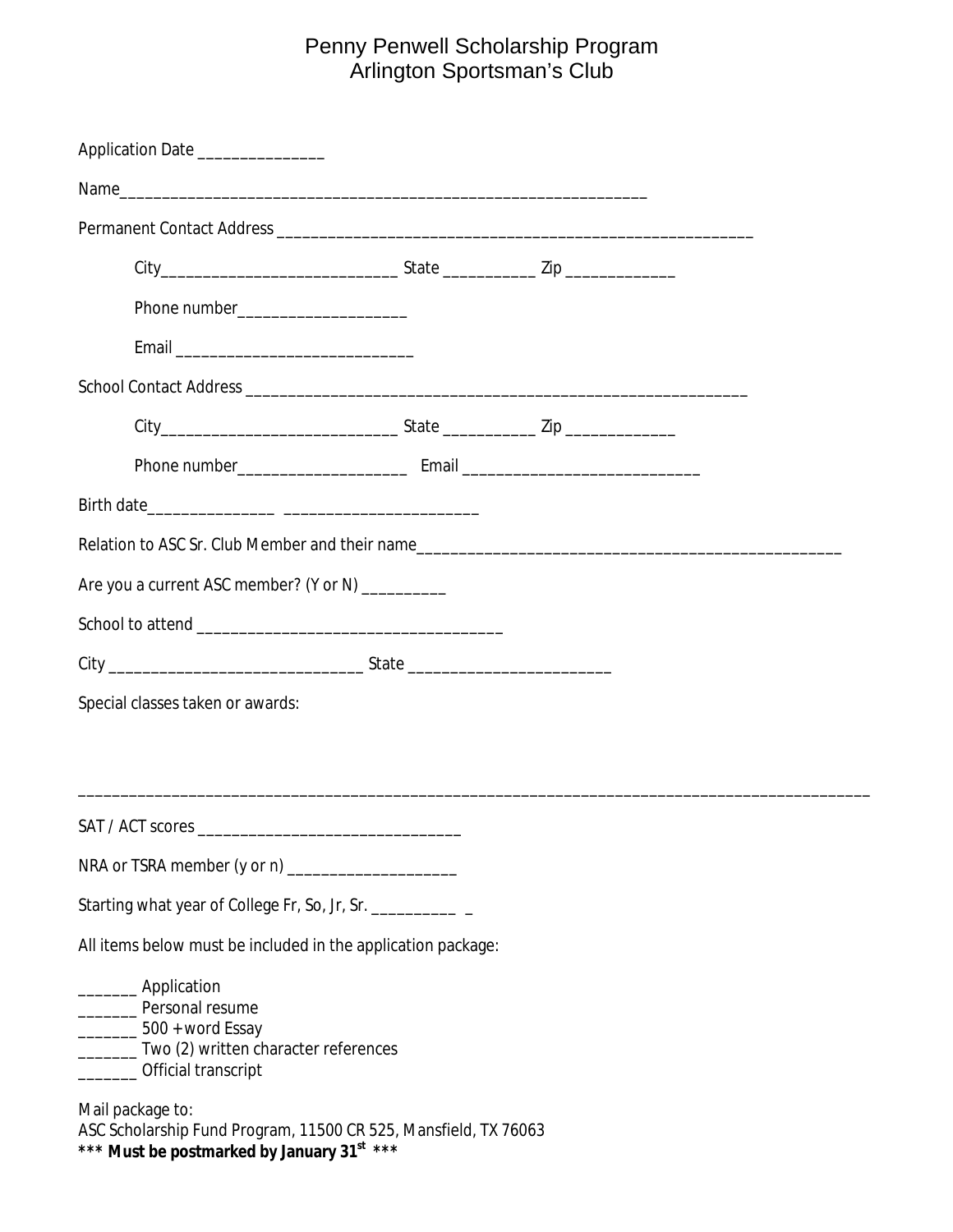# Penny Penwell Scholarship Program
## Arlington Sportsman's Club

Application Date _______________

Name_________________________________________________________________

Permanent Contact Address _________________________________________________________

City_____________________________ State ___________ Zip _____________

Phone number_____________________

Email _____________________________

School Contact Address _______________________________________________________________

City_____________________________ State ___________ Zip _____________

Phone number_____________________ Email _____________________________

Birth date________________ ________________________

Relation to ASC Sr. Club Member and their name_____________________________________________________

Are you a current ASC member? (Y or N) __________

School to attend _____________________________________

City ________________________________ State ________________________

Special classes taken or awards:

_____________________________________________________________________________________________________

SAT / ACT scores ________________________________

NRA or TSRA member (y or n) ____________________

Starting what year of College Fr, So, Jr, Sr. __________ _

All items below must be included in the application package:

_______ Application
_______ Personal resume
_______ 500 + word Essay
_______ Two (2) written character references
_______ Official transcript

Mail package to:
ASC Scholarship Fund Program, 11500 CR 525, Mansfield, TX 76063
**\*\*\* Must be postmarked by January 31st \*\*\***